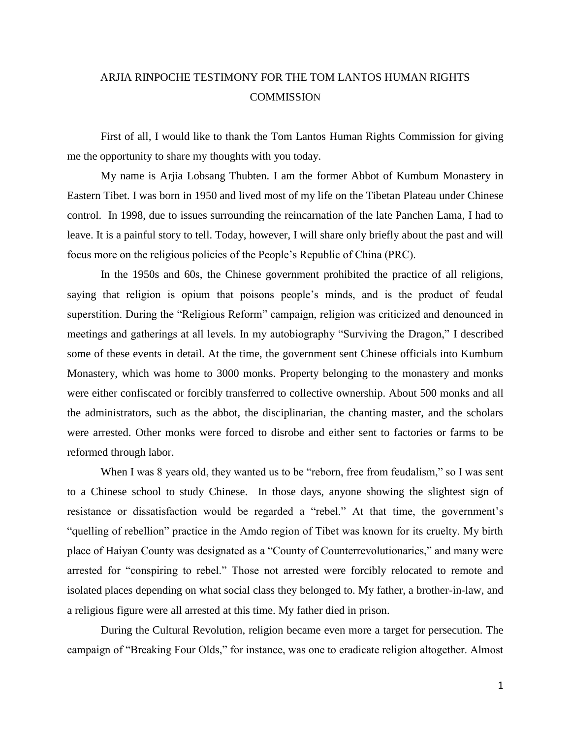# ARJIA RINPOCHE TESTIMONY FOR THE TOM LANTOS HUMAN RIGHTS COMMISSION

First of all, I would like to thank the Tom Lantos Human Rights Commission for giving me the opportunity to share my thoughts with you today.

My name is Arjia Lobsang Thubten. I am the former Abbot of Kumbum Monastery in Eastern Tibet. I was born in 1950 and lived most of my life on the Tibetan Plateau under Chinese control. In 1998, due to issues surrounding the reincarnation of the late Panchen Lama, I had to leave. It is a painful story to tell. Today, however, I will share only briefly about the past and will focus more on the religious policies of the People's Republic of China (PRC).

In the 1950s and 60s, the Chinese government prohibited the practice of all religions, saying that religion is opium that poisons people's minds, and is the product of feudal superstition. During the "Religious Reform" campaign, religion was criticized and denounced in meetings and gatherings at all levels. In my autobiography "Surviving the Dragon," I described some of these events in detail. At the time, the government sent Chinese officials into Kumbum Monastery, which was home to 3000 monks. Property belonging to the monastery and monks were either confiscated or forcibly transferred to collective ownership. About 500 monks and all the administrators, such as the abbot, the disciplinarian, the chanting master, and the scholars were arrested. Other monks were forced to disrobe and either sent to factories or farms to be reformed through labor.

When I was 8 years old, they wanted us to be "reborn, free from feudalism," so I was sent to a Chinese school to study Chinese. In those days, anyone showing the slightest sign of resistance or dissatisfaction would be regarded a "rebel." At that time, the government's "quelling of rebellion" practice in the Amdo region of Tibet was known for its cruelty. My birth place of Haiyan County was designated as a "County of Counterrevolutionaries," and many were arrested for "conspiring to rebel." Those not arrested were forcibly relocated to remote and isolated places depending on what social class they belonged to. My father, a brother-in-law, and a religious figure were all arrested at this time. My father died in prison.

During the Cultural Revolution, religion became even more a target for persecution. The campaign of "Breaking Four Olds," for instance, was one to eradicate religion altogether. Almost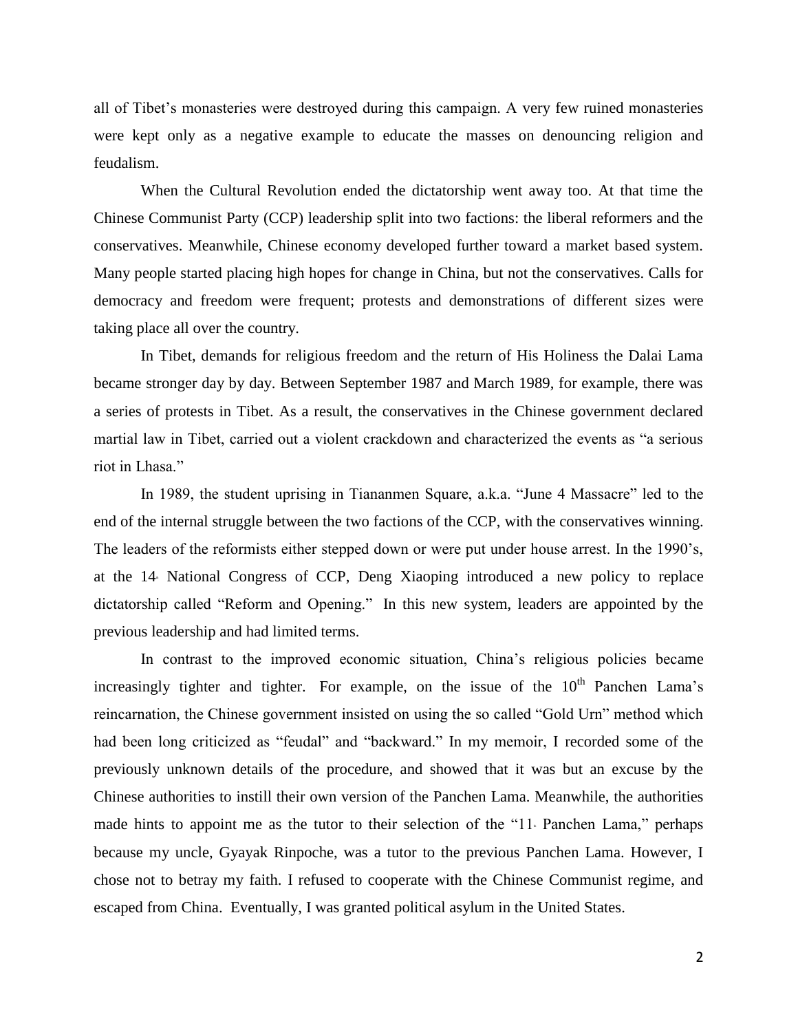all of Tibet's monasteries were destroyed during this campaign. A very few ruined monasteries were kept only as a negative example to educate the masses on denouncing religion and feudalism.

When the Cultural Revolution ended the dictatorship went away too. At that time the Chinese Communist Party (CCP) leadership split into two factions: the liberal reformers and the conservatives. Meanwhile, Chinese economy developed further toward a market based system. Many people started placing high hopes for change in China, but not the conservatives. Calls for democracy and freedom were frequent; protests and demonstrations of different sizes were taking place all over the country.

In Tibet, demands for religious freedom and the return of His Holiness the Dalai Lama became stronger day by day. Between September 1987 and March 1989, for example, there was a series of protests in Tibet. As a result, the conservatives in the Chinese government declared martial law in Tibet, carried out a violent crackdown and characterized the events as "a serious riot in Lhasa."

In 1989, the student uprising in Tiananmen Square, a.k.a. "June 4 Massacre" led to the end of the internal struggle between the two factions of the CCP, with the conservatives winning. The leaders of the reformists either stepped down or were put under house arrest. In the 1990's, at the 14th National Congress of CCP, Deng Xiaoping introduced a new policy to replace dictatorship called "Reform and Opening." In this new system, leaders are appointed by the previous leadership and had limited terms.

In contrast to the improved economic situation, China's religious policies became increasingly tighter and tighter. For example, on the issue of the 10th Panchen Lama's reincarnation, the Chinese government insisted on using the so called "Gold Urn" method which had been long criticized as "feudal" and "backward." In my memoir, I recorded some of the previously unknown details of the procedure, and showed that it was but an excuse by the Chinese authorities to instill their own version of the Panchen Lama. Meanwhile, the authorities made hints to appoint me as the tutor to their selection of the "11th Panchen Lama," perhaps because my uncle, Gyayak Rinpoche, was a tutor to the previous Panchen Lama. However, I chose not to betray my faith. I refused to cooperate with the Chinese Communist regime, and escaped from China. Eventually, I was granted political asylum in the United States.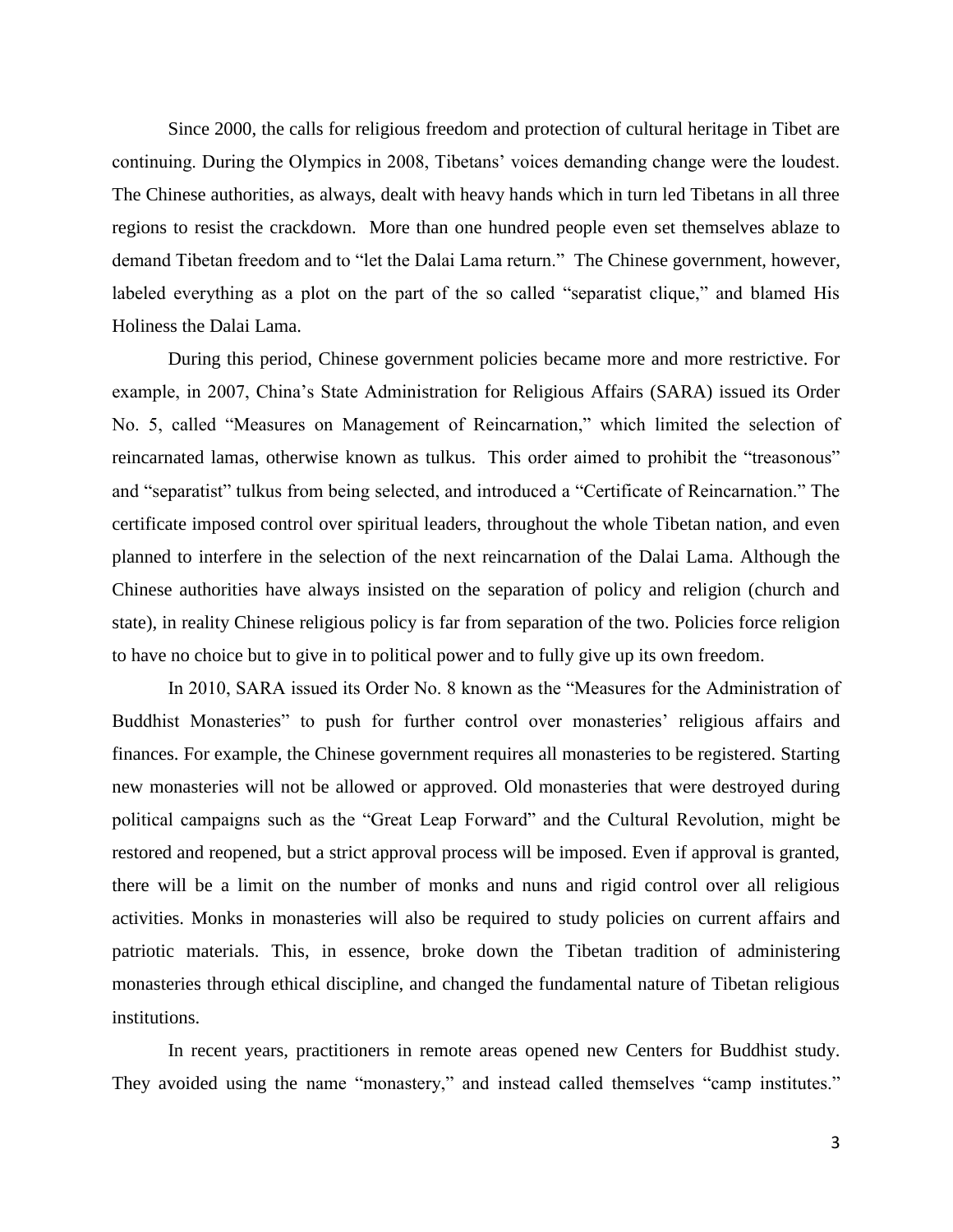Since 2000, the calls for religious freedom and protection of cultural heritage in Tibet are continuing. During the Olympics in 2008, Tibetans' voices demanding change were the loudest. The Chinese authorities, as always, dealt with heavy hands which in turn led Tibetans in all three regions to resist the crackdown. More than one hundred people even set themselves ablaze to demand Tibetan freedom and to "let the Dalai Lama return." The Chinese government, however, labeled everything as a plot on the part of the so called "separatist clique," and blamed His Holiness the Dalai Lama.

During this period, Chinese government policies became more and more restrictive. For example, in 2007, China's State Administration for Religious Affairs (SARA) issued its Order No. 5, called "Measures on Management of Reincarnation," which limited the selection of reincarnated lamas, otherwise known as tulkus. This order aimed to prohibit the "treasonous" and "separatist" tulkus from being selected, and introduced a "Certificate of Reincarnation." The certificate imposed control over spiritual leaders, throughout the whole Tibetan nation, and even planned to interfere in the selection of the next reincarnation of the Dalai Lama. Although the Chinese authorities have always insisted on the separation of policy and religion (church and state), in reality Chinese religious policy is far from separation of the two. Policies force religion to have no choice but to give in to political power and to fully give up its own freedom.

In 2010, SARA issued its Order No. 8 known as the "Measures for the Administration of Buddhist Monasteries" to push for further control over monasteries' religious affairs and finances. For example, the Chinese government requires all monasteries to be registered. Starting new monasteries will not be allowed or approved. Old monasteries that were destroyed during political campaigns such as the "Great Leap Forward" and the Cultural Revolution, might be restored and reopened, but a strict approval process will be imposed. Even if approval is granted, there will be a limit on the number of monks and nuns and rigid control over all religious activities. Monks in monasteries will also be required to study policies on current affairs and patriotic materials. This, in essence, broke down the Tibetan tradition of administering monasteries through ethical discipline, and changed the fundamental nature of Tibetan religious institutions.

In recent years, practitioners in remote areas opened new Centers for Buddhist study. They avoided using the name "monastery," and instead called themselves "camp institutes."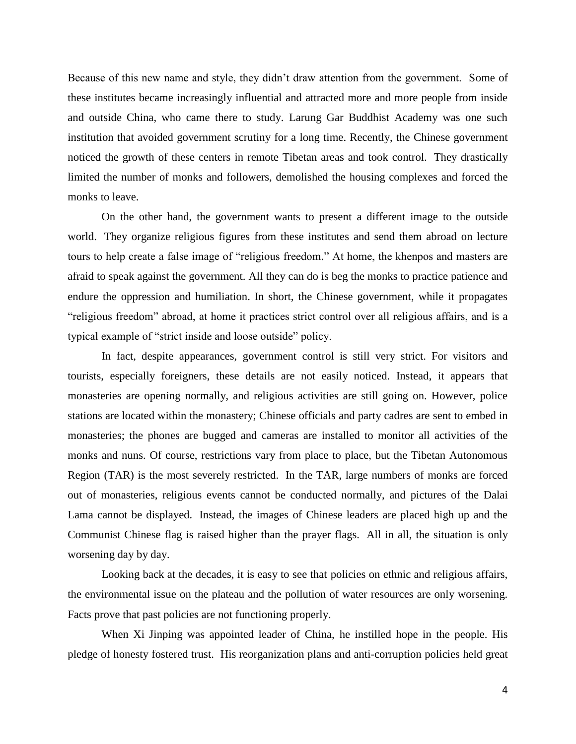Because of this new name and style, they didn't draw attention from the government. Some of these institutes became increasingly influential and attracted more and more people from inside and outside China, who came there to study. Larung Gar Buddhist Academy was one such institution that avoided government scrutiny for a long time. Recently, the Chinese government noticed the growth of these centers in remote Tibetan areas and took control. They drastically limited the number of monks and followers, demolished the housing complexes and forced the monks to leave.

On the other hand, the government wants to present a different image to the outside world. They organize religious figures from these institutes and send them abroad on lecture tours to help create a false image of "religious freedom." At home, the khenpos and masters are afraid to speak against the government. All they can do is beg the monks to practice patience and endure the oppression and humiliation. In short, the Chinese government, while it propagates "religious freedom" abroad, at home it practices strict control over all religious affairs, and is a typical example of "strict inside and loose outside" policy.

In fact, despite appearances, government control is still very strict. For visitors and tourists, especially foreigners, these details are not easily noticed. Instead, it appears that monasteries are opening normally, and religious activities are still going on. However, police stations are located within the monastery; Chinese officials and party cadres are sent to embed in monasteries; the phones are bugged and cameras are installed to monitor all activities of the monks and nuns. Of course, restrictions vary from place to place, but the Tibetan Autonomous Region (TAR) is the most severely restricted. In the TAR, large numbers of monks are forced out of monasteries, religious events cannot be conducted normally, and pictures of the Dalai Lama cannot be displayed. Instead, the images of Chinese leaders are placed high up and the Communist Chinese flag is raised higher than the prayer flags. All in all, the situation is only worsening day by day.

Looking back at the decades, it is easy to see that policies on ethnic and religious affairs, the environmental issue on the plateau and the pollution of water resources are only worsening. Facts prove that past policies are not functioning properly.

When Xi Jinping was appointed leader of China, he instilled hope in the people. His pledge of honesty fostered trust. His reorganization plans and anti-corruption policies held great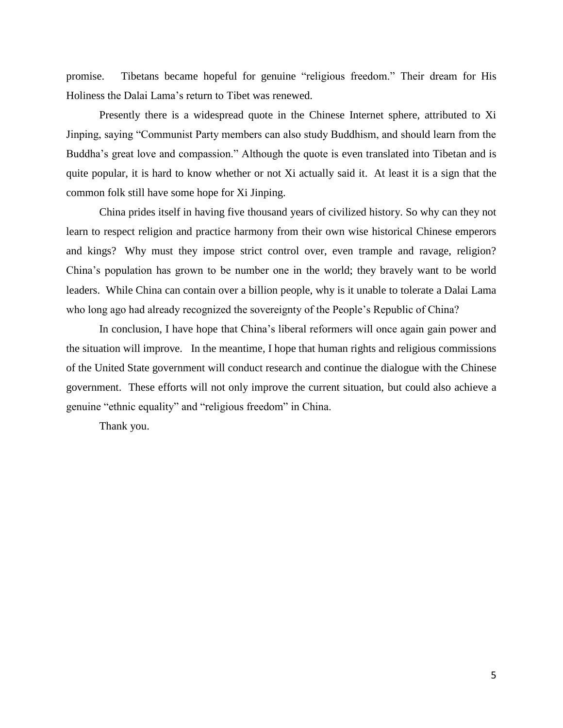promise. Tibetans became hopeful for genuine "religious freedom." Their dream for His Holiness the Dalai Lama's return to Tibet was renewed.

Presently there is a widespread quote in the Chinese Internet sphere, attributed to Xi Jinping, saying "Communist Party members can also study Buddhism, and should learn from the Buddha's great love and compassion." Although the quote is even translated into Tibetan and is quite popular, it is hard to know whether or not Xi actually said it. At least it is a sign that the common folk still have some hope for Xi Jinping.

China prides itself in having five thousand years of civilized history. So why can they not learn to respect religion and practice harmony from their own wise historical Chinese emperors and kings? Why must they impose strict control over, even trample and ravage, religion? China's population has grown to be number one in the world; they bravely want to be world leaders. While China can contain over a billion people, why is it unable to tolerate a Dalai Lama who long ago had already recognized the sovereignty of the People's Republic of China?

In conclusion, I have hope that China's liberal reformers will once again gain power and the situation will improve. In the meantime, I hope that human rights and religious commissions of the United State government will conduct research and continue the dialogue with the Chinese government. These efforts will not only improve the current situation, but could also achieve a genuine "ethnic equality" and "religious freedom" in China.

Thank you.